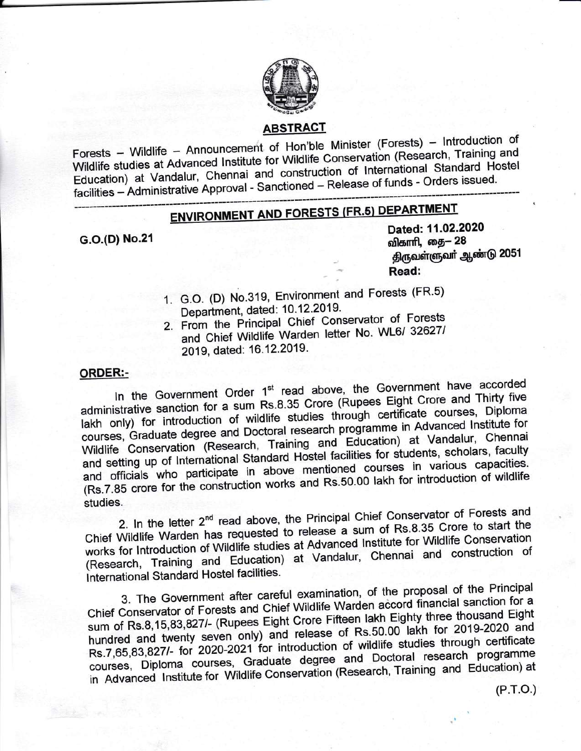## ABSTRACT

Forests – Wildlife – Announcement of Hon'ble Minister (Forests) – Introduction of Wildlife studies at Advanced Institute for Wildlife Conservation (Research, Training and Education) at Vandalur, Chennai and construction of International Standard Hostel facilities – Administrative Approval - Sanctioned – Release of funds - Orders issued.

---

## ENVIRONMENT AND FORESTS (FR.5) DEPARTMENT

**G.O.(D) No.21**

**Dated: 11.02.2020**
**விகாரி, தை– 28**
**திருவள்ளுவர் ஆண்டு 2051**

**Read:**

1. G.O. (D) No.319, Environment and Forests (FR.5) Department, dated: 10.12.2019.
2. From the Principal Chief Conservator of Forests and Chief Wildlife Warden letter No. WL6/ 32627/ 2019, dated: 16.12.2019.

**ORDER:-**

In the Government Order 1st read above, the Government have accorded administrative sanction for a sum Rs.8.35 Crore (Rupees Eight Crore and Thirty five lakh only) for introduction of wildlife studies through certificate courses, Diploma courses, Graduate degree and Doctoral research programme in Advanced Institute for Wildlife Conservation (Research, Training and Education) at Vandalur, Chennai and setting up of International Standard Hostel facilities for students, scholars, faculty and officials who participate in above mentioned courses in various capacities. (Rs.7.85 crore for the construction works and Rs.50.00 lakh for introduction of wildlife studies.

2. In the letter 2nd read above, the Principal Chief Conservator of Forests and Chief Wildlife Warden has requested to release a sum of Rs.8.35 Crore to start the works for Introduction of Wildlife studies at Advanced Institute for Wildlife Conservation (Research, Training and Education) at Vandalur, Chennai and construction of International Standard Hostel facilities.

3. The Government after careful examination, of the proposal of the Principal Chief Conservator of Forests and Chief Wildlife Warden accord financial sanction for a sum of Rs.8,15,83,827/- (Rupees Eight Crore Fifteen lakh Eighty three thousand Eight hundred and twenty seven only) and release of Rs.50.00 lakh for 2019-2020 and Rs.7,65,83,827/- for 2020-2021 for introduction of wildlife studies through certificate courses, Diploma courses, Graduate degree and Doctoral research programme in Advanced Institute for Wildlife Conservation (Research, Training and Education) at

(P.T.O.)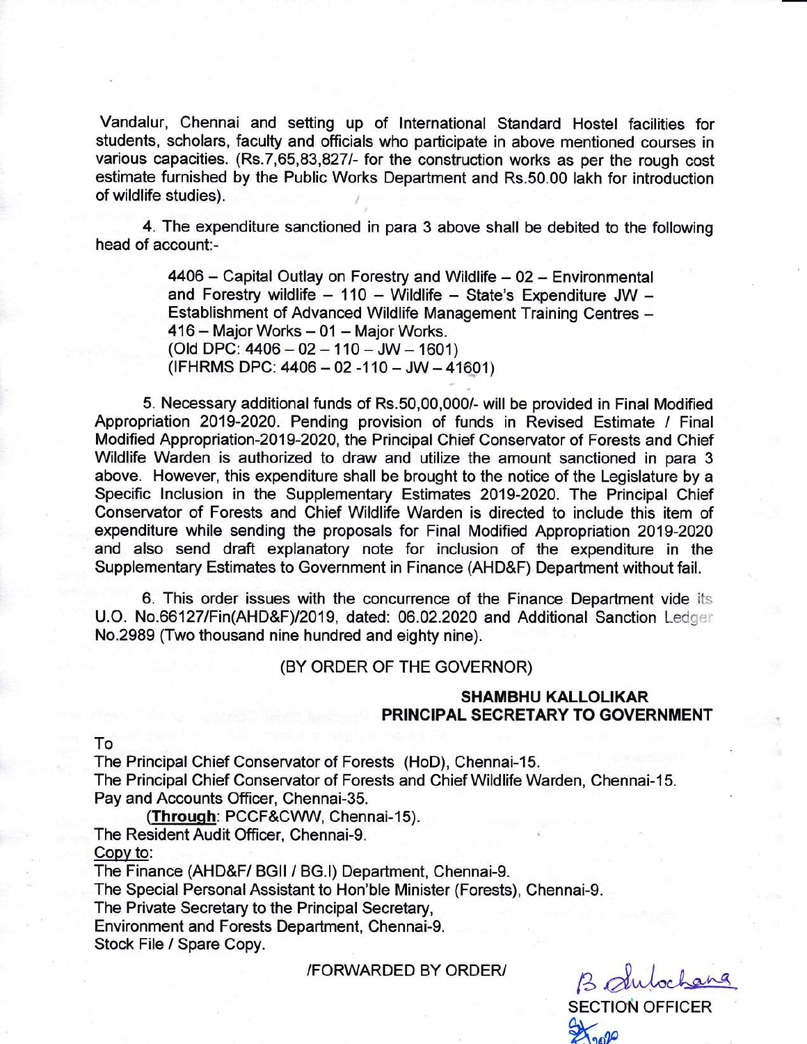Vandalur, Chennai and setting up of International Standard Hostel facilities for students, scholars, faculty and officials who participate in above mentioned courses in various capacities. (Rs.7,65,83,827/- for the construction works as per the rough cost estimate furnished by the Public Works Department and Rs.50.00 lakh for introduction of wildlife studies).

4. The expenditure sanctioned in para 3 above shall be debited to the following head of account:-

> 4406 – Capital Outlay on Forestry and Wildlife – 02 – Environmental and Forestry wildlife – 110 – Wildlife – State's Expenditure JW – Establishment of Advanced Wildlife Management Training Centres – 416 – Major Works – 01 – Major Works.
> (Old DPC: 4406 – 02 – 110 – JW – 1601)
> (IFHRMS DPC: 4406 – 02 -110 – JW – 41601)

5. Necessary additional funds of Rs.50,00,000/- will be provided in Final Modified Appropriation 2019-2020. Pending provision of funds in Revised Estimate / Final Modified Appropriation-2019-2020, the Principal Chief Conservator of Forests and Chief Wildlife Warden is authorized to draw and utilize the amount sanctioned in para 3 above. However, this expenditure shall be brought to the notice of the Legislature by a Specific Inclusion in the Supplementary Estimates 2019-2020. The Principal Chief Conservator of Forests and Chief Wildlife Warden is directed to include this item of expenditure while sending the proposals for Final Modified Appropriation 2019-2020 and also send draft explanatory note for inclusion of the expenditure in the Supplementary Estimates to Government in Finance (AHD&F) Department without fail.

6. This order issues with the concurrence of the Finance Department vide its U.O. No.66127/Fin(AHD&F)/2019, dated: 06.02.2020 and Additional Sanction Ledger No.2989 (Two thousand nine hundred and eighty nine).

(BY ORDER OF THE GOVERNOR)

**SHAMBHU KALLOLIKAR**
**PRINCIPAL SECRETARY TO GOVERNMENT**

To
The Principal Chief Conservator of Forests (HoD), Chennai-15.
The Principal Chief Conservator of Forests and Chief Wildlife Warden, Chennai-15.
Pay and Accounts Officer, Chennai-35.
(**Through**: PCCF&CWW, Chennai-15).
The Resident Audit Officer, Chennai-9.

Copy to:
The Finance (AHD&F/ BGII / BG.I) Department, Chennai-9.
The Special Personal Assistant to Hon'ble Minister (Forests), Chennai-9.
The Private Secretary to the Principal Secretary,
Environment and Forests Department, Chennai-9.
Stock File / Spare Copy.

/FORWARDED BY ORDER/

B Sulochana
SECTION OFFICER